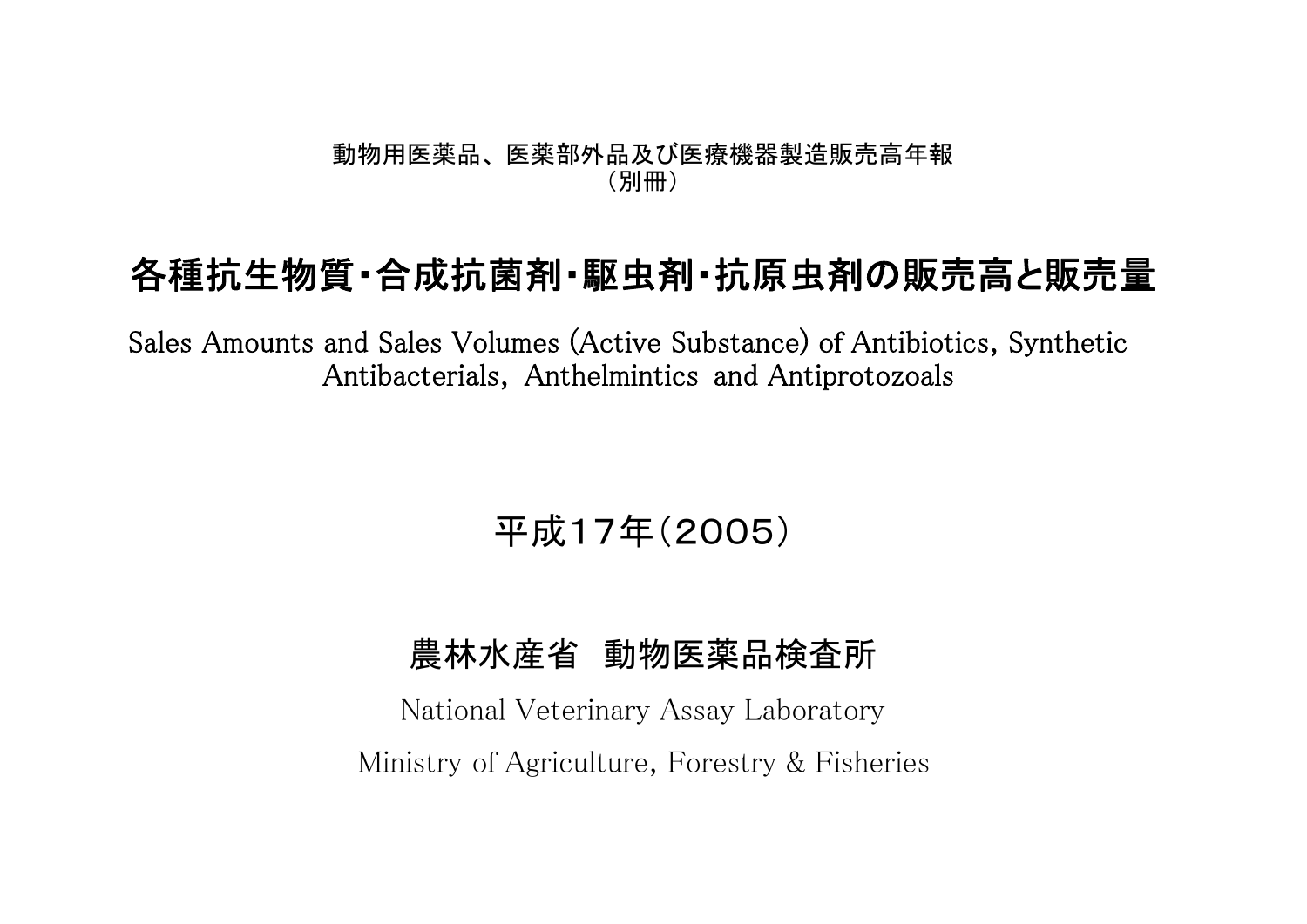動物用医薬品、医薬部外品及び医療機器製造販売高年報
（別冊）

# 各種抗生物質・合成抗菌剤・駆虫剤・抗原虫剤の販売高と販売量

Sales Amounts and Sales Volumes (Active Substance) of Antibiotics, Synthetic Antibacterials, Anthelmintics and Antiprotozoals

## 平成１７年（２００５）

## 農林水産省　動物医薬品検査所

National Veterinary Assay Laboratory

Ministry of Agriculture, Forestry & Fisheries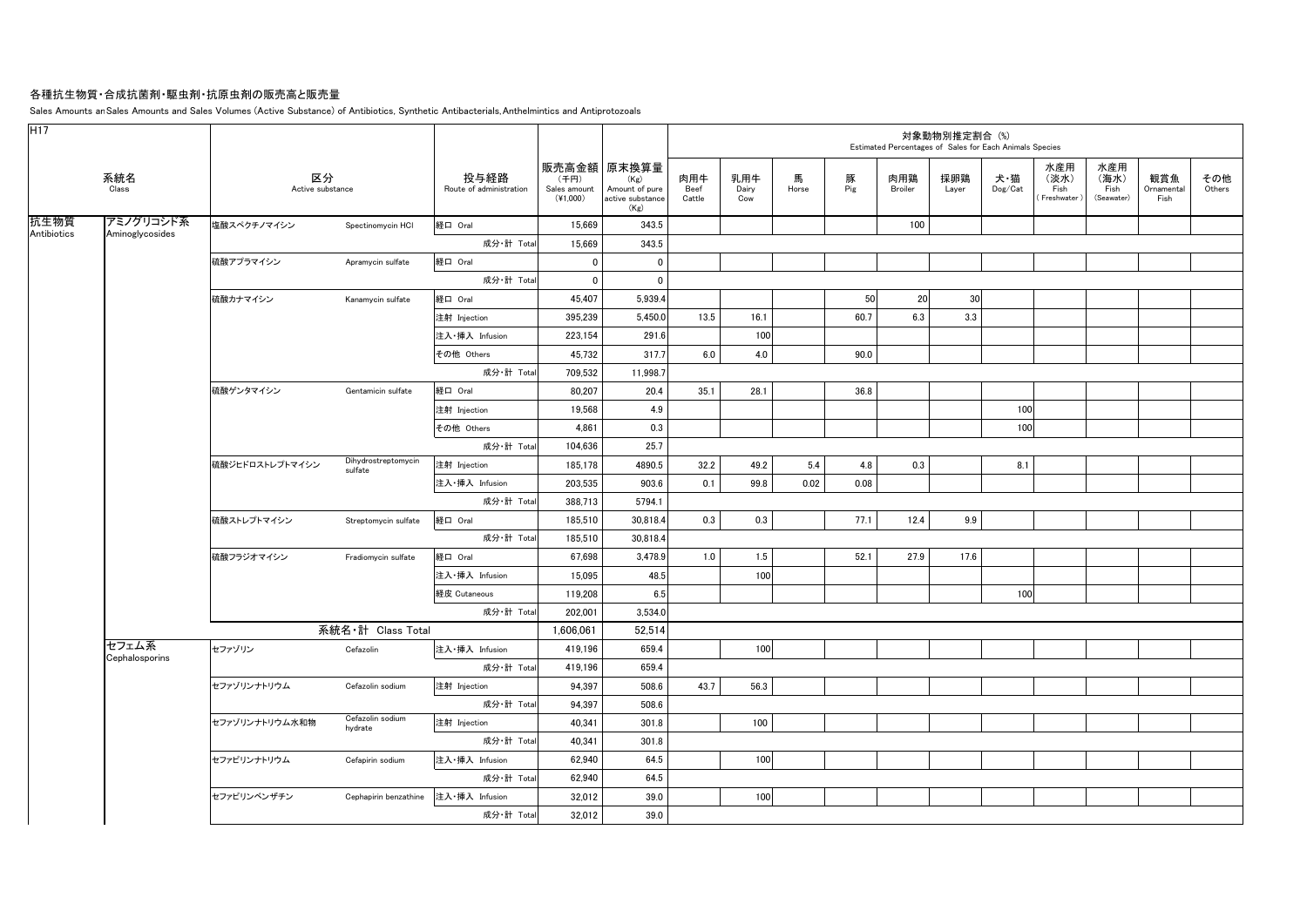# 各種抗生物質・合成抗菌剤・駆虫剤・抗原虫剤の販売高と販売量

Sales Amounts an Sales Amounts and Sales Volumes (Active Substance) of Antibiotics, Synthetic Antibacterials, Anthelmintics and Antiprotozoals

H17

| 系統名 Class | | 区分 Active substance | | 投与経路 Route of administration | 販売高金額 (千円) Sales amount (¥1,000) | 原末換算量 (Kg) Amount of pure active substance (Kg) | 対象動物別推定割合 (%) Estimated Percentages of Sales for Each Animals Species | | | | | | | | | | |
|---|---|---|---|---|---|---|---|---|---|---|---|---|---|---|---|---|---|
| | | | | | | | 肉用牛 Beef Cattle | 乳用牛 Dairy Cow | 馬 Horse | 豚 Pig | 肉用鶏 Broiler | 採卵鶏 Layer | 犬・猫 Dog/Cat | 水産用(淡水) Fish (Freshwater) | 水産用(海水) Fish (Seawater) | 観賞魚 Ornamental Fish | その他 Others |
| 抗生物質 Antibiotics | アミノグリコシド系 Aminoglycosides | 塩酸スペクチノマイシン | Spectinomycin HCl | 経口 Oral | 15,669 | 343.5 | | | | | 100 | | | | | | |
| | | | | 成分・計 Total | 15,669 | 343.5 | | | | | | | | | | | |
| | | 硫酸アプラマイシン | Apramycin sulfate | 経口 Oral | 0 | 0 | | | | | | | | | | | |
| | | | | 成分・計 Total | 0 | 0 | | | | | | | | | | | |
| | | 硫酸カナマイシン | Kanamycin sulfate | 経口 Oral | 45,407 | 5,939.4 | | | | 50 | 20 | 30 | | | | | |
| | | | | 注射 Injection | 395,239 | 5,450.0 | 13.5 | 16.1 | | 60.7 | 6.3 | 3.3 | | | | | |
| | | | | 注入・挿入 Infusion | 223,154 | 291.6 | | 100 | | | | | | | | | |
| | | | | その他 Others | 45,732 | 317.7 | 6.0 | 4.0 | | 90.0 | | | | | | | |
| | | | | 成分・計 Total | 709,532 | 11,998.7 | | | | | | | | | | | |
| | | 硫酸ゲンタマイシン | Gentamicin sulfate | 経口 Oral | 80,207 | 20.4 | 35.1 | 28.1 | | 36.8 | | | | | | | |
| | | | | 注射 Injection | 19,568 | 4.9 | | | | | | | 100 | | | | |
| | | | | その他 Others | 4,861 | 0.3 | | | | | | | 100 | | | | |
| | | | | 成分・計 Total | 104,636 | 25.7 | | | | | | | | | | | |
| | | 硫酸ジヒドロストレプトマイシン | Dihydrostreptomycin sulfate | 注射 Injection | 185,178 | 4890.5 | 32.2 | 49.2 | 5.4 | 4.8 | 0.3 | | 8.1 | | | | |
| | | | | 注入・挿入 Infusion | 203,535 | 903.6 | 0.1 | 99.8 | 0.02 | 0.08 | | | | | | | |
| | | | | 成分・計 Total | 388,713 | 5794.1 | | | | | | | | | | | |
| | | 硫酸ストレプトマイシン | Streptomycin sulfate | 経口 Oral | 185,510 | 30,818.4 | 0.3 | 0.3 | | 77.1 | 12.4 | 9.9 | | | | | |
| | | | | 成分・計 Total | 185,510 | 30,818.4 | | | | | | | | | | | |
| | | 硫酸フラジオマイシン | Fradiomycin sulfate | 経口 Oral | 67,698 | 3,478.9 | 1.0 | 1.5 | | 52.1 | 27.9 | 17.6 | | | | | |
| | | | | 注入・挿入 Infusion | 15,095 | 48.5 | | 100 | | | | | | | | | |
| | | | | 経皮 Cutaneous | 119,208 | 6.5 | | | | | | | 100 | | | | |
| | | | | 成分・計 Total | 202,001 | 3,534.0 | | | | | | | | | | | |
| | | 系統名・計 Class Total | | | 1,606,061 | 52,514 | | | | | | | | | | | |
| | セフェム系 Cephalosporins | セファゾリン | Cefazolin | 注入・挿入 Infusion | 419,196 | 659.4 | | 100 | | | | | | | | | |
| | | | | 成分・計 Total | 419,196 | 659.4 | | | | | | | | | | | |
| | | セファゾリンナトリウム | Cefazolin sodium | 注射 Injection | 94,397 | 508.6 | 43.7 | 56.3 | | | | | | | | | |
| | | | | 成分・計 Total | 94,397 | 508.6 | | | | | | | | | | | |
| | | セファゾリンナトリウム水和物 | Cefazolin sodium hydrate | 注射 Injection | 40,341 | 301.8 | | 100 | | | | | | | | | |
| | | | | 成分・計 Total | 40,341 | 301.8 | | | | | | | | | | | |
| | | セファピリンナトリウム | Cefapirin sodium | 注入・挿入 Infusion | 62,940 | 64.5 | | 100 | | | | | | | | | |
| | | | | 成分・計 Total | 62,940 | 64.5 | | | | | | | | | | | |
| | | セファピリンベンザチン | Cephapirin benzathine | 注入・挿入 Infusion | 32,012 | 39.0 | | 100 | | | | | | | | | |
| | | | | 成分・計 Total | 32,012 | 39.0 | | | | | | | | | | | |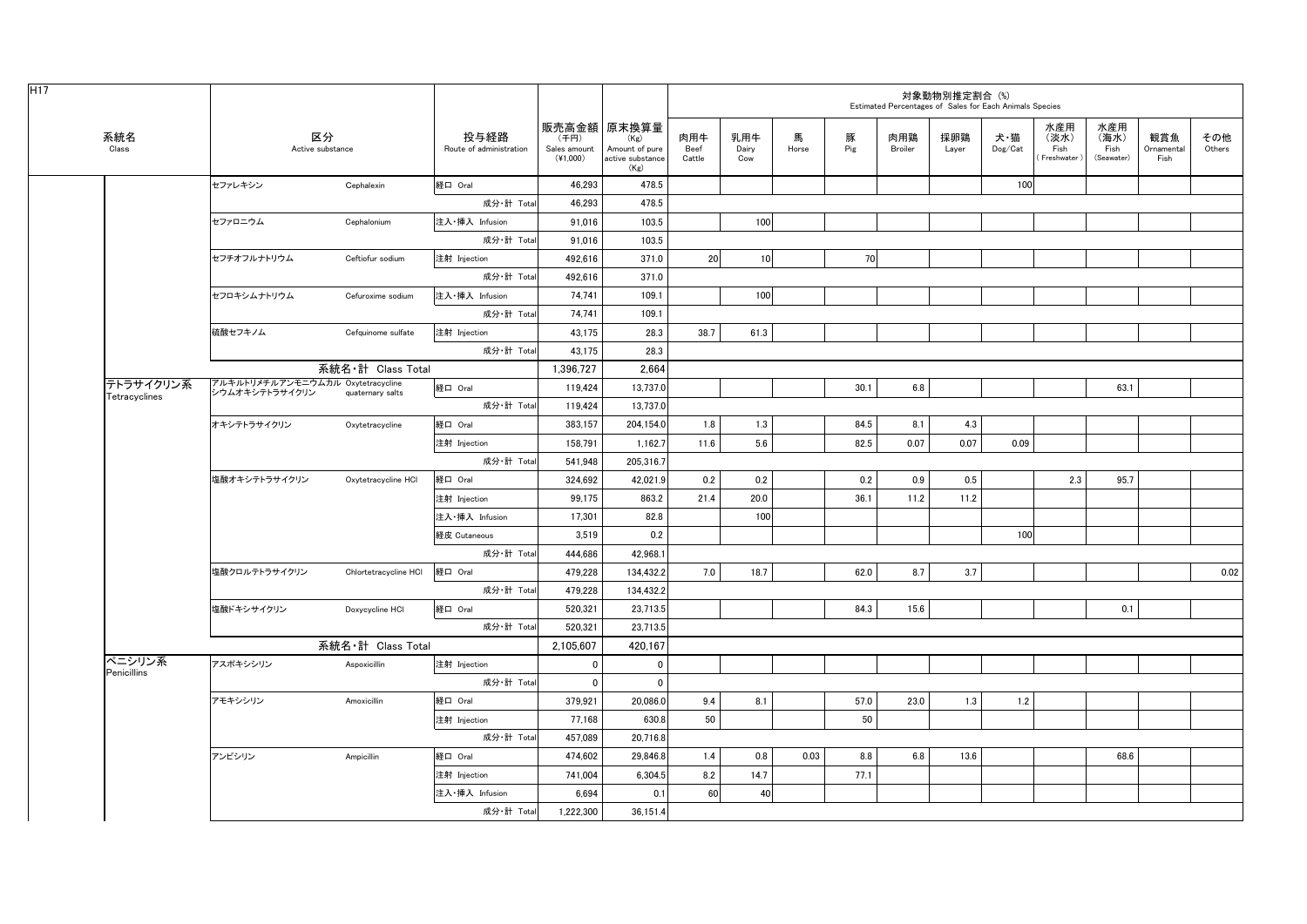H17

| 系統名 Class | 区分 Active substance | | 投与経路 Route of administration | 販売高金額 (千円) Sales amount (¥1,000) | 原末換算量 (Kg) Amount of pure active substance (Kg) | 対象動物別推定割合 (%) Estimated Percentages of Sales for Each Animals Species | | | | | | | | | | |
|---|---|---|---|---|---|---|---|---|---|---|---|---|---|---|---|---|
| | | | | | | 肉用牛 Beef Cattle | 乳用牛 Dairy Cow | 馬 Horse | 豚 Pig | 肉用鶏 Broiler | 採卵鶏 Layer | 犬・猫 Dog/Cat | 水産用 (淡水) Fish (Freshwater) | 水産用 (海水) Fish (Seawater) | 観賞魚 Ornamental Fish | その他 Others |
| | セファレキシン | Cephalexin | 経口 Oral | 46,293 | 478.5 | | | | | | | 100 | | | | |
| | | | 成分・計 Total | 46,293 | 478.5 | | | | | | | | | | | |
| | セファロニウム | Cephalonium | 注入・挿入 Infusion | 91,016 | 103.5 | | 100 | | | | | | | | | |
| | | | 成分・計 Total | 91,016 | 103.5 | | | | | | | | | | | |
| | セフチオフルナトリウム | Ceftiofur sodium | 注射 Injection | 492,616 | 371.0 | 20 | 10 | | 70 | | | | | | | |
| | | | 成分・計 Total | 492,616 | 371.0 | | | | | | | | | | | |
| | セフロキシムナトリウム | Cefuroxime sodium | 注入・挿入 Infusion | 74,741 | 109.1 | | 100 | | | | | | | | | |
| | | | 成分・計 Total | 74,741 | 109.1 | | | | | | | | | | | |
| | 硫酸セフキノム | Cefquinome sulfate | 注射 Injection | 43,175 | 28.3 | 38.7 | 61.3 | | | | | | | | | |
| | | | 成分・計 Total | 43,175 | 28.3 | | | | | | | | | | | |
| | 系統名・計 Class Total | | | 1,396,727 | 2,664 | | | | | | | | | | | |
| テトラサイクリン系 Tetracyclines | アルキルトリメチルアンモニウムカルシウムオキシテトラサイクリン | Oxytetracycline quaternary salts | 経口 Oral | 119,424 | 13,737.0 | | | | 30.1 | 6.8 | | | | 63.1 | | |
| | | | 成分・計 Total | 119,424 | 13,737.0 | | | | | | | | | | | |
| | オキシテトラサイクリン | Oxytetracycline | 経口 Oral | 383,157 | 204,154.0 | 1.8 | 1.3 | | 84.5 | 8.1 | 4.3 | | | | | |
| | | | 注射 Injection | 158,791 | 1,162.7 | 11.6 | 5.6 | | 82.5 | 0.07 | 0.07 | 0.09 | | | | |
| | | | 成分・計 Total | 541,948 | 205,316.7 | | | | | | | | | | | |
| | 塩酸オキシテトラサイクリン | Oxytetracycline HCl | 経口 Oral | 324,692 | 42,021.9 | 0.2 | 0.2 | | 0.2 | 0.9 | 0.5 | | 2.3 | 95.7 | | |
| | | | 注射 Injection | 99,175 | 863.2 | 21.4 | 20.0 | | 36.1 | 11.2 | 11.2 | | | | | |
| | | | 注入・挿入 Infusion | 17,301 | 82.8 | | 100 | | | | | | | | | |
| | | | 経皮 Cutaneous | 3,519 | 0.2 | | | | | | | 100 | | | | |
| | | | 成分・計 Total | 444,686 | 42,968.1 | | | | | | | | | | | |
| | 塩酸クロルテトラサイクリン | Chlortetracycline HCl | 経口 Oral | 479,228 | 134,432.2 | 7.0 | 18.7 | | 62.0 | 8.7 | 3.7 | | | | | 0.02 |
| | | | 成分・計 Total | 479,228 | 134,432.2 | | | | | | | | | | | |
| | 塩酸ドキシサイクリン | Doxycycline HCl | 経口 Oral | 520,321 | 23,713.5 | | | | 84.3 | 15.6 | | | | 0.1 | | |
| | | | 成分・計 Total | 520,321 | 23,713.5 | | | | | | | | | | | |
| | 系統名・計 Class Total | | | 2,105,607 | 420,167 | | | | | | | | | | | |
| ペニシリン系 Penicillins | アスポキシシリン | Aspoxicillin | 注射 Injection | 0 | 0 | | | | | | | | | | | |
| | | | 成分・計 Total | 0 | 0 | | | | | | | | | | | |
| | アモキシシリン | Amoxicillin | 経口 Oral | 379,921 | 20,086.0 | 9.4 | 8.1 | | 57.0 | 23.0 | 1.3 | 1.2 | | | | |
| | | | 注射 Injection | 77,168 | 630.8 | 50 | | | 50 | | | | | | | |
| | | | 成分・計 Total | 457,089 | 20,716.8 | | | | | | | | | | | |
| | アンピシリン | Ampicillin | 経口 Oral | 474,602 | 29,846.8 | 1.4 | 0.8 | 0.03 | 8.8 | 6.8 | 13.6 | | | 68.6 | | |
| | | | 注射 Injection | 741,004 | 6,304.5 | 8.2 | 14.7 | | 77.1 | | | | | | | |
| | | | 注入・挿入 Infusion | 6,694 | 0.1 | 60 | 40 | | | | | | | | | |
| | | | 成分・計 Total | 1,222,300 | 36,151.4 | | | | | | | | | | | |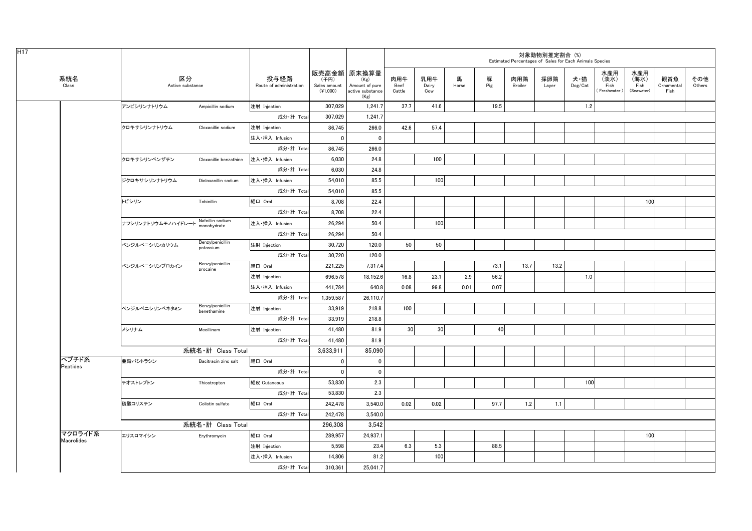H17

| 系統名 Class | 区分 Active substance | | 投与経路 Route of administration | 販売高金額 (千円) Sales amount (¥1,000) | 原末換算量 (Kg) Amount of pure active substance (Kg) | 対象動物別推定割合 (%) Estimated Percentages of Sales for Each Animals Species | | | | | | | | | | |
|---|---|---|---|---|---|---|---|---|---|---|---|---|---|---|---|---|
| | | | | | | 肉用牛 Beef Cattle | 乳用牛 Dairy Cow | 馬 Horse | 豚 Pig | 肉用鶏 Broiler | 採卵鶏 Layer | 犬・猫 Dog/Cat | 水産用(淡水) Fish (Freshwater) | 水産用(海水) Fish (Seawater) | 観賞魚 Ornamental Fish | その他 Others |
| | アンピシリンナトリウム | Ampicillin sodium | 注射 Injection | 307,029 | 1,241.7 | 37.7 | 41.6 | | 19.5 | | | 1.2 | | | | |
| | | | 成分・計 Total | 307,029 | 1,241.7 | | | | | | | | | | | |
| | クロキサシリンナトリウム | Cloxacillin sodium | 注射 Injection | 86,745 | 266.0 | 42.6 | 57.4 | | | | | | | | | |
| | | | 注入・挿入 Infusion | 0 | 0 | | | | | | | | | | | |
| | | | 成分・計 Total | 86,745 | 266.0 | | | | | | | | | | | |
| | クロキサシリンベンザチン | Cloxacillin benzathine | 注入・挿入 Infusion | 6,030 | 24.8 | | 100 | | | | | | | | | |
| | | | 成分・計 Total | 6,030 | 24.8 | | | | | | | | | | | |
| | ジクロキサシリンナトリウム | Dicloxacillin sodium | 注入・挿入 Infusion | 54,010 | 85.5 | | 100 | | | | | | | | | |
| | | | 成分・計 Total | 54,010 | 85.5 | | | | | | | | | | | |
| | トビシリン | Tobicillin | 経口 Oral | 8,708 | 22.4 | | | | | | | | | 100 | | |
| | | | 成分・計 Total | 8,708 | 22.4 | | | | | | | | | | | |
| | ナフシリンナトリウムモノハイドレート | Nafcillin sodium monohydrate | 注入・挿入 Infusion | 26,294 | 50.4 | | 100 | | | | | | | | | |
| | | | 成分・計 Total | 26,294 | 50.4 | | | | | | | | | | | |
| | ベンジルペニシリンカリウム | Benzylpenicillin potassium | 注射 Injection | 30,720 | 120.0 | 50 | 50 | | | | | | | | | |
| | | | 成分・計 Total | 30,720 | 120.0 | | | | | | | | | | | |
| | ベンジルペニシリンプロカイン | Benzylpenicillin procaine | 経口 Oral | 221,225 | 7,317.4 | | | | 73.1 | 13.7 | 13.2 | | | | | |
| | | | 注射 Injection | 696,578 | 18,152.6 | 16.8 | 23.1 | 2.9 | 56.2 | | | 1.0 | | | | |
| | | | 注入・挿入 Infusion | 441,784 | 640.8 | 0.08 | 99.8 | 0.01 | 0.07 | | | | | | | |
| | | | 成分・計 Total | 1,359,587 | 26,110.7 | | | | | | | | | | | |
| | ベンジルペニシリンベネタミン | Benzylpenicillin benethamine | 注射 Injection | 33,919 | 218.8 | 100 | | | | | | | | | | |
| | | | 成分・計 Total | 33,919 | 218.8 | | | | | | | | | | | |
| | メシリナム | Mecillinam | 注射 Injection | 41,480 | 81.9 | 30 | 30 | | 40 | | | | | | | |
| | | | 成分・計 Total | 41,480 | 81.9 | | | | | | | | | | | |
| | 系統名・計 Class Total | | | 3,633,911 | 85,090 | | | | | | | | | | | |
| ペプチド系 Peptides | 亜鉛バシトラシン | Bacitracin zinc salt | 経口 Oral | 0 | 0 | | | | | | | | | | | |
| | | | 成分・計 Total | 0 | 0 | | | | | | | | | | | |
| | チオストレプトン | Thiostrepton | 経皮 Cutaneous | 53,830 | 2.3 | | | | | | | 100 | | | | |
| | | | 成分・計 Total | 53,830 | 2.3 | | | | | | | | | | | |
| | 硫酸コリスチン | Colistin sulfate | 経口 Oral | 242,478 | 3,540.0 | 0.02 | 0.02 | | 97.7 | 1.2 | 1.1 | | | | | |
| | | | 成分・計 Total | 242,478 | 3,540.0 | | | | | | | | | | | |
| | 系統名・計 Class Total | | | 296,308 | 3,542 | | | | | | | | | | | |
| マクロライド系 Macrolides | エリスロマイシン | Erythromycin | 経口 Oral | 289,957 | 24,937.1 | | | | | | | | | 100 | | |
| | | | 注射 Injection | 5,598 | 23.4 | 6.3 | 5.3 | | 88.5 | | | | | | | |
| | | | 注入・挿入 Infusion | 14,806 | 81.2 | | 100 | | | | | | | | | |
| | | | 成分・計 Total | 310,361 | 25,041.7 | | | | | | | | | | | |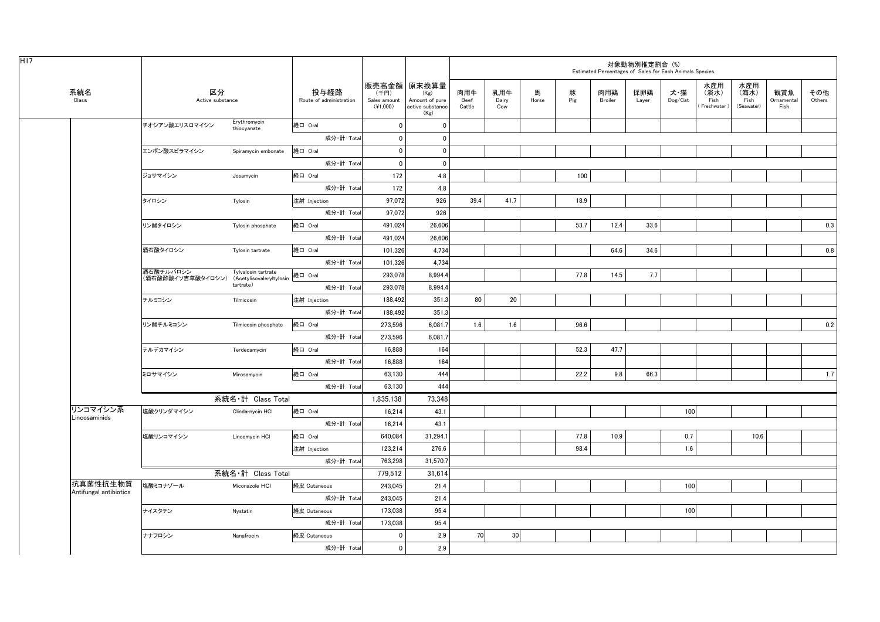H17

| 系統名 Class | 区分 Active substance | | 投与経路 Route of administration | 販売高金額 (千円) Sales amount (¥1,000) | 原末換算量 (Kg) Amount of pure active substance (Kg) | 対象動物別推定割合 (%) Estimated Percentages of Sales for Each Animals Species | | | | | | | | | | |
|---|---|---|---|---|---|---|---|---|---|---|---|---|---|---|---|---|
| | | | | | | 肉用牛 Beef Cattle | 乳用牛 Dairy Cow | 馬 Horse | 豚 Pig | 肉用鶏 Broiler | 採卵鶏 Layer | 犬・猫 Dog/Cat | 水産用（淡水） Fish (Freshwater) | 水産用（海水） Fish (Seawater) | 観賞魚 Ornamental Fish | その他 Others |
| | チオシアン酸エリスロマイシン | Erythromycin thiocyanate | 経口 Oral | 0 | 0 | | | | | | | | | | | |
| | | | 成分・計 Total | 0 | 0 | | | | | | | | | | | |
| | エンボン酸スピラマイシン | Spiramycin embonate | 経口 Oral | 0 | 0 | | | | | | | | | | | |
| | | | 成分・計 Total | 0 | 0 | | | | | | | | | | | |
| | ジョサマイシン | Josamycin | 経口 Oral | 172 | 4.8 | | | | 100 | | | | | | | |
| | | | 成分・計 Total | 172 | 4.8 | | | | | | | | | | | |
| | タイロシン | Tylosin | 注射 Injection | 97,072 | 926 | 39.4 | 41.7 | | 18.9 | | | | | | | |
| | | | 成分・計 Total | 97,072 | 926 | | | | | | | | | | | |
| | リン酸タイロシン | Tylosin phosphate | 経口 Oral | 491,024 | 26,606 | | | | 53.7 | 12.4 | 33.6 | | | | | 0.3 |
| | | | 成分・計 Total | 491,024 | 26,606 | | | | | | | | | | | |
| | 酒石酸タイロシン | Tylosin tartrate | 経口 Oral | 101,326 | 4,734 | | | | | 64.6 | 34.6 | | | | | 0.8 |
| | | | 成分・計 Total | 101,326 | 4,734 | | | | | | | | | | | |
| | 酒石酸チルバロシン（酒石酸酢酸イソ吉草酸タイロシン） | Tylvalosin tartrate (Acetylisovaleryltylosin tartrate) | 経口 Oral | 293,078 | 8,994.4 | | | | 77.8 | 14.5 | 7.7 | | | | | |
| | | | 成分・計 Total | 293,078 | 8,994.4 | | | | | | | | | | | |
| | チルミコシン | Tilmicosin | 注射 Injection | 188,492 | 351.3 | 80 | 20 | | | | | | | | | |
| | | | 成分・計 Total | 188,492 | 351.3 | | | | | | | | | | | |
| | リン酸チルミコシン | Tilmicosin phosphate | 経口 Oral | 273,596 | 6,081.7 | 1.6 | 1.6 | | 96.6 | | | | | | | 0.2 |
| | | | 成分・計 Total | 273,596 | 6,081.7 | | | | | | | | | | | |
| | テルデカマイシン | Terdecamycin | 経口 Oral | 16,888 | 164 | | | | 52.3 | 47.7 | | | | | | |
| | | | 成分・計 Total | 16,888 | 164 | | | | | | | | | | | |
| | ミロサマイシン | Mirosamycin | 経口 Oral | 63,130 | 444 | | | | 22.2 | 9.8 | 66.3 | | | | | 1.7 |
| | | | 成分・計 Total | 63,130 | 444 | | | | | | | | | | | |
| | 系統名・計 Class Total | | | 1,835,138 | 73,348 | | | | | | | | | | | |
| リンコマイシン系 Lincosaminids | 塩酸クリンダマイシン | Clindarnycin HCl | 経口 Oral | 16,214 | 43.1 | | | | | | | 100 | | | | |
| | | | 成分・計 Total | 16,214 | 43.1 | | | | | | | | | | | |
| | 塩酸リンコマイシン | Lincomycin HCl | 経口 Oral | 640,084 | 31,294.1 | | | | 77.8 | 10.9 | | 0.7 | | 10.6 | | |
| | | | 注射 Injection | 123,214 | 276.6 | | | | 98.4 | | | 1.6 | | | | |
| | | | 成分・計 Total | 763,298 | 31,570.7 | | | | | | | | | | | |
| | 系統名・計 Class Total | | | 779,512 | 31,614 | | | | | | | | | | | |
| 抗真菌性抗生物質 Antifungal antibiotics | 塩酸ミコナゾール | Miconazole HCl | 経皮 Cutaneous | 243,045 | 21.4 | | | | | | | 100 | | | | |
| | | | 成分・計 Total | 243,045 | 21.4 | | | | | | | | | | | |
| | ナイスタチン | Nystatin | 経皮 Cutaneous | 173,038 | 95.4 | | | | | | | 100 | | | | |
| | | | 成分・計 Total | 173,038 | 95.4 | | | | | | | | | | | |
| | ナナフロシン | Nanafrocin | 経皮 Cutaneous | 0 | 2.9 | 70 | 30 | | | | | | | | | |
| | | | 成分・計 Total | 0 | 2.9 | | | | | | | | | | | |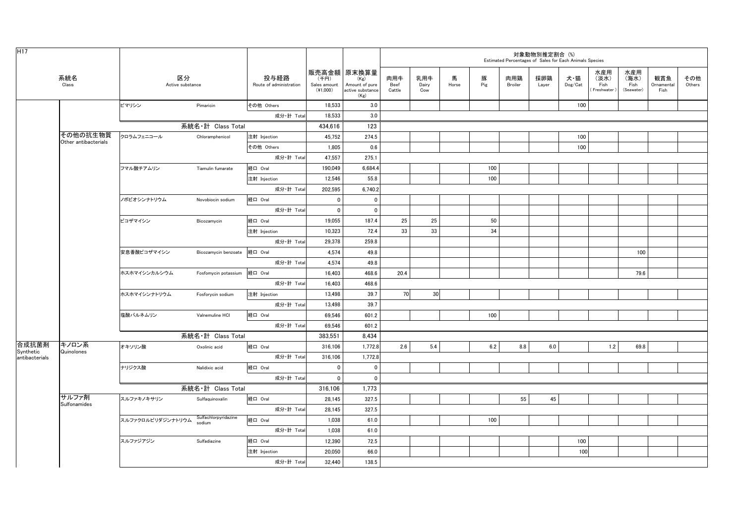H17

| 系統名 Class | | 区分 Active substance | | 投与経路 Route of administration | 販売高金額 (千円) Sales amount (¥1,000) | 原末換算量 (Kg) Amount of pure active substance (Kg) | 対象動物別推定割合 (%) Estimated Percentages of Sales for Each Animals Species | | | | | | | | | | |
|---|---|---|---|---|---|---|---|---|---|---|---|---|---|---|---|---|---|
| | | | | | | | 肉用牛 Beef Cattle | 乳用牛 Dairy Cow | 馬 Horse | 豚 Pig | 肉用鶏 Broiler | 採卵鶏 Layer | 犬・猫 Dog/Cat | 水産用(淡水) Fish (Freshwater) | 水産用(海水) Fish (Seawater) | 観賞魚 Ornamental Fish | その他 Others |
| | | ピマリシン | Pimaricin | その他 Others | 18,533 | 3.0 | | | | | | | 100 | | | | |
| | | | | 成分・計 Total | 18,533 | 3.0 | | | | | | | | | | | |
| | | 系統名・計 Class Total | | | 434,616 | 123 | | | | | | | | | | | |
| | その他の抗生物質 Other antibacterials | クロラムフェニコール | Chloramphenicol | 注射 Injection | 45,752 | 274.5 | | | | | | | 100 | | | | |
| | | | | その他 Others | 1,805 | 0.6 | | | | | | | 100 | | | | |
| | | | | 成分・計 Total | 47,557 | 275.1 | | | | | | | | | | | |
| | | フマル酸チアムリン | Tiamulin fumarate | 経口 Oral | 190,049 | 6,684.4 | | | | 100 | | | | | | | |
| | | | | 注射 Injection | 12,546 | 55.8 | | | | 100 | | | | | | | |
| | | | | 成分・計 Total | 202,595 | 6,740.2 | | | | | | | | | | | |
| | | ノボビオシンナトリウム | Novobiocin sodium | 経口 Oral | 0 | 0 | | | | | | | | | | | |
| | | | | 成分・計 Total | 0 | 0 | | | | | | | | | | | |
| | | ビコザマイシン | Bicozamycin | 経口 Oral | 19,055 | 187.4 | 25 | 25 | | 50 | | | | | | | |
| | | | | 注射 Injection | 10,323 | 72.4 | 33 | 33 | | 34 | | | | | | | |
| | | | | 成分・計 Total | 29,378 | 259.8 | | | | | | | | | | | |
| | | 安息香酸ビコザマイシン | Bicozamycin benzoate | 経口 Oral | 4,574 | 49.8 | | | | | | | | | 100 | | |
| | | | | 成分・計 Total | 4,574 | 49.8 | | | | | | | | | | | |
| | | ホスホマイシンカルシウム | Fosfomycin potassium | 経口 Oral | 16,403 | 468.6 | 20.4 | | | | | | | | 79.6 | | |
| | | | | 成分・計 Total | 16,403 | 468.6 | | | | | | | | | | | |
| | | ホスホマイシンナトリウム | Fosforycin sodium | 注射 Injection | 13,498 | 39.7 | 70 | 30 | | | | | | | | | |
| | | | | 成分・計 Total | 13,498 | 39.7 | | | | | | | | | | | |
| | | 塩酸バルネムリン | Valnemuline HCl | 経口 Oral | 69,546 | 601.2 | | | | 100 | | | | | | | |
| | | | | 成分・計 Total | 69,546 | 601.2 | | | | | | | | | | | |
| | | 系統名・計 Class Total | | | 383,551 | 8,434 | | | | | | | | | | | |
| 合成抗菌剤 Synthetic antibacterials | キノロン系 Quinolones | オキソリン酸 | Oxolinic acid | 経口 Oral | 316,106 | 1,772.8 | 2.6 | 5.4 | | 6.2 | 8.8 | 6.0 | | 1.2 | 69.8 | | |
| | | | | 成分・計 Total | 316,106 | 1,772.8 | | | | | | | | | | | |
| | | ナリジクス酸 | Nalidixic acid | 経口 Oral | 0 | 0 | | | | | | | | | | | |
| | | | | 成分・計 Total | 0 | 0 | | | | | | | | | | | |
| | | 系統名・計 Class Total | | | 316,106 | 1,773 | | | | | | | | | | | |
| | サルファ剤 Sulfonamides | スルファキノキサリン | Sulfaquinoxalin | 経口 Oral | 28,145 | 327.5 | | | | | 55 | 45 | | | | | |
| | | | | 成分・計 Total | 28,145 | 327.5 | | | | | | | | | | | |
| | | スルファクロルピリダジンナトリウム | Sulfachlorpyridazine sodium | 経口 Oral | 1,038 | 61.0 | | | | 100 | | | | | | | |
| | | | | 成分・計 Total | 1,038 | 61.0 | | | | | | | | | | | |
| | | スルファジアジン | Sulfadiazine | 経口 Oral | 12,390 | 72.5 | | | | | | | 100 | | | | |
| | | | | 注射 Injection | 20,050 | 66.0 | | | | | | | 100 | | | | |
| | | | | 成分・計 Total | 32,440 | 138.5 | | | | | | | | | | | |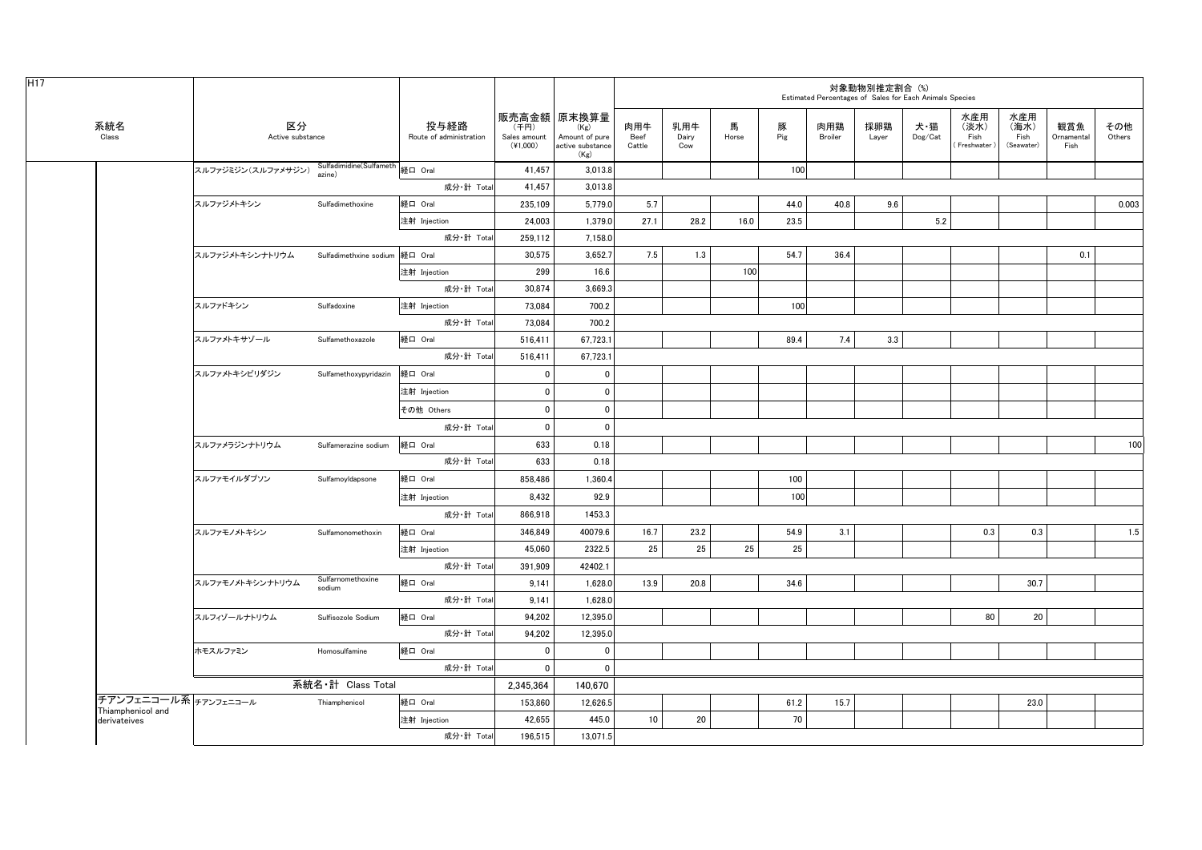H17

| 系統名 Class | 区分 Active substance | | 投与経路 Route of administration | 販売高金額 (千円) Sales amount (¥1,000) | 原末換算量 (Kg) Amount of pure active substance (Kg) | 対象動物別推定割合 (%) Estimated Percentages of Sales for Each Animals Species | | | | | | | | | | |
|---|---|---|---|---|---|---|---|---|---|---|---|---|---|---|---|---|
| | | | | | | 肉用牛 Beef Cattle | 乳用牛 Dairy Cow | 馬 Horse | 豚 Pig | 肉用鶏 Broiler | 採卵鶏 Layer | 犬・猫 Dog/Cat | 水産用（淡水） Fish (Freshwater) | 水産用（海水） Fish (Seawater) | 観賞魚 Ornamental Fish | その他 Others |
| | スルファジミジン(スルファメサジン) | Sulfadimidine(Sulfamethazine) | 経口 Oral | 41,457 | 3,013.8 | | | | 100 | | | | | | | |
| | | | 成分・計 Total | 41,457 | 3,013.8 | | | | | | | | | | | |
| | スルファジメトキシン | Sulfadimethoxine | 経口 Oral | 235,109 | 5,779.0 | 5.7 | | | 44.0 | 40.8 | 9.6 | | | | | 0.003 |
| | | | 注射 Injection | 24,003 | 1,379.0 | 27.1 | 28.2 | 16.0 | 23.5 | | | 5.2 | | | | |
| | | | 成分・計 Total | 259,112 | 7,158.0 | | | | | | | | | | | |
| | スルファジメトキシンナトリウム | Sulfadimethxine sodium | 経口 Oral | 30,575 | 3,652.7 | 7.5 | 1.3 | | 54.7 | 36.4 | | | | | 0.1 | |
| | | | 注射 Injection | 299 | 16.6 | | | 100 | | | | | | | | |
| | | | 成分・計 Total | 30,874 | 3,669.3 | | | | | | | | | | | |
| | スルファドキシン | Sulfadoxine | 注射 Injection | 73,084 | 700.2 | | | | 100 | | | | | | | |
| | | | 成分・計 Total | 73,084 | 700.2 | | | | | | | | | | | |
| | スルファメトキサゾール | Sulfamethoxazole | 経口 Oral | 516,411 | 67,723.1 | | | | 89.4 | 7.4 | 3.3 | | | | | |
| | | | 成分・計 Total | 516,411 | 67,723.1 | | | | | | | | | | | |
| | スルファメトキシピリダジン | Sulfamethoxypyridazin | 経口 Oral | 0 | 0 | | | | | | | | | | | |
| | | | 注射 Injection | 0 | 0 | | | | | | | | | | | |
| | | | その他 Others | 0 | 0 | | | | | | | | | | | |
| | | | 成分・計 Total | 0 | 0 | | | | | | | | | | | |
| | スルファメラジンナトリウム | Sulfamerazine sodium | 経口 Oral | 633 | 0.18 | | | | | | | | | | | 100 |
| | | | 成分・計 Total | 633 | 0.18 | | | | | | | | | | | |
| | スルファモイルダプソン | Sulfamoyldapsone | 経口 Oral | 858,486 | 1,360.4 | | | | 100 | | | | | | | |
| | | | 注射 Injection | 8,432 | 92.9 | | | | 100 | | | | | | | |
| | | | 成分・計 Total | 866,918 | 1453.3 | | | | | | | | | | | |
| | スルファモノメトキシン | Sulfamonomethoxin | 経口 Oral | 346,849 | 40079.6 | 16.7 | 23.2 | | 54.9 | 3.1 | | | 0.3 | 0.3 | | 1.5 |
| | | | 注射 Injection | 45,060 | 2322.5 | 25 | 25 | 25 | 25 | | | | | | | |
| | | | 成分・計 Total | 391,909 | 42402.1 | | | | | | | | | | | |
| | スルファモノメトキシンナトリウム | Sulfamomethoxine sodium | 経口 Oral | 9,141 | 1,628.0 | 13.9 | 20.8 | | 34.6 | | | | | 30.7 | | |
| | | | 成分・計 Total | 9,141 | 1,628.0 | | | | | | | | | | | |
| | スルフィゾールナトリウム | Sulfisozole Sodium | 経口 Oral | 94,202 | 12,395.0 | | | | | | | | 80 | 20 | | |
| | | | 成分・計 Total | 94,202 | 12,395.0 | | | | | | | | | | | |
| | ホモスルファミン | Homosulfamine | 経口 Oral | 0 | 0 | | | | | | | | | | | |
| | | | 成分・計 Total | 0 | 0 | | | | | | | | | | | |
| | 系統名・計 Class Total | | | 2,345,364 | 140,670 | | | | | | | | | | | |
| チアンフェニコール系 Thiamphenicol and derivateives | チアンフェニコール | Thiamphenicol | 経口 Oral | 153,860 | 12,626.5 | | | | 61.2 | 15.7 | | | | 23.0 | | |
| | | | 注射 Injection | 42,655 | 445.0 | 10 | 20 | | 70 | | | | | | | |
| | | | 成分・計 Total | 196,515 | 13,071.5 | | | | | | | | | | | |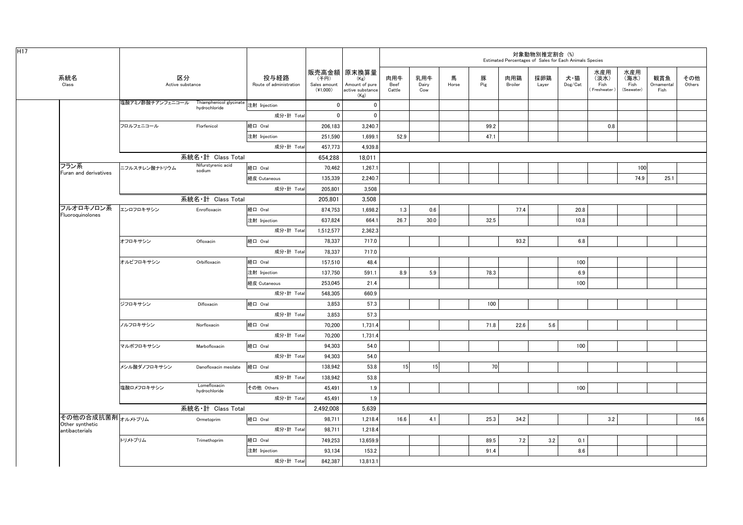H17

| 系統名 Class | 区分 Active substance | | 投与経路 Route of administration | 販売高金額（千円） Sales amount (¥1,000) | 原末換算量 (Kg) Amount of pure active substance (Kg) | 対象動物別推定割合 (%) Estimated Percentages of Sales for Each Animals Species | | | | | | | | | | |
|---|---|---|---|---|---|---|---|---|---|---|---|---|---|---|---|---|
| | | | | | | 肉用牛 Beef Cattle | 乳用牛 Dairy Cow | 馬 Horse | 豚 Pig | 肉用鶏 Broiler | 採卵鶏 Layer | 犬・猫 Dog/Cat | 水産用（淡水） Fish (Freshwater) | 水産用（海水） Fish (Seawater) | 観賞魚 Ornamental Fish | その他 Others |
| | 塩酸アミノ酢酸チアンフェニコール | Thiamphenicol glycinate hydrochloride | 注射 Injection | 0 | 0 | | | | | | | | | | | |
| | | | 成分・計 Total | 0 | 0 | | | | | | | | | | | |
| | フロルフェニコール | Florfenicol | 経口 Oral | 206,183 | 3,240.7 | | | | 99.2 | | | | 0.8 | | | |
| | | | 注射 Injection | 251,590 | 1,699.1 | 52.9 | | | 47.1 | | | | | | | |
| | | | 成分・計 Total | 457,773 | 4,939.8 | | | | | | | | | | | |
| | 系統名・計 Class Total | | | 654,288 | 18,011 | | | | | | | | | | | |
| フラン系 Furan and derivatives | ニフルスチレン酸ナトリウム | Nifurstyrenic acid sodium | 経口 Oral | 70,462 | 1,267.1 | | | | | | | | | 100 | | |
| | | | 経皮 Cutaneous | 135,339 | 2,240.7 | | | | | | | | | 74.9 | 25.1 | |
| | | | 成分・計 Total | 205,801 | 3,508 | | | | | | | | | | | |
| | 系統名・計 Class Total | | | 205,801 | 3,508 | | | | | | | | | | | |
| フルオロキノロン系 Fluoroquinolones | エンロフロキサシン | Enrofloxacin | 経口 Oral | 874,753 | 1,698.2 | 1.3 | 0.6 | | | 77.4 | | 20.8 | | | | |
| | | | 注射 Injection | 637,824 | 664.1 | 26.7 | 30.0 | | 32.5 | | | 10.8 | | | | |
| | | | 成分・計 Total | 1,512,577 | 2,362.3 | | | | | | | | | | | |
| | オフロキサシン | Ofloxacin | 経口 Oral | 78,337 | 717.0 | | | | | 93.2 | | 6.8 | | | | |
| | | | 成分・計 Total | 78,337 | 717.0 | | | | | | | | | | | |
| | オルビフロキサシン | Orbifloxacin | 経口 Oral | 157,510 | 48.4 | | | | | | | 100 | | | | |
| | | | 注射 Injection | 137,750 | 591.1 | 8.9 | 5.9 | | 78.3 | | | 6.9 | | | | |
| | | | 経皮 Cutaneous | 253,045 | 21.4 | | | | | | | 100 | | | | |
| | | | 成分・計 Total | 548,305 | 660.9 | | | | | | | | | | | |
| | ジフロキサシン | Difloxacin | 経口 Oral | 3,853 | 57.3 | | | | 100 | | | | | | | |
| | | | 成分・計 Total | 3,853 | 57.3 | | | | | | | | | | | |
| | ノルフロキサシン | Norfloxacin | 経口 Oral | 70,200 | 1,731.4 | | | | 71.8 | 22.6 | 5.6 | | | | | |
| | | | 成分・計 Total | 70,200 | 1,731.4 | | | | | | | | | | | |
| | マルボフロキサシン | Marbofloxacin | 経口 Oral | 94,303 | 54.0 | | | | | | | 100 | | | | |
| | | | 成分・計 Total | 94,303 | 54.0 | | | | | | | | | | | |
| | メシル酸ダノフロキサシン | Danofloxacin mesilate | 経口 Oral | 138,942 | 53.8 | 15 | 15 | | 70 | | | | | | | |
| | | | 成分・計 Total | 138,942 | 53.8 | | | | | | | | | | | |
| | 塩酸ロメフロキサシン | Lomefloxacin hydrochloride | その他 Others | 45,491 | 1.9 | | | | | | | 100 | | | | |
| | | | 成分・計 Total | 45,491 | 1.9 | | | | | | | | | | | |
| | 系統名・計 Class Total | | | 2,492,008 | 5,639 | | | | | | | | | | | |
| その他の合成抗菌剤 Other synthetic antibacterials | オルメトプリム | Ormetoprim | 経口 Oral | 98,711 | 1,218.4 | 16.6 | 4.1 | | 25.3 | 34.2 | | | 3.2 | | | 16.6 |
| | | | 成分・計 Total | 98,711 | 1,218.4 | | | | | | | | | | | |
| | トリメトプリム | Trimethoprim | 経口 Oral | 749,253 | 13,659.9 | | | | 89.5 | 7.2 | 3.2 | 0.1 | | | | |
| | | | 注射 Injection | 93,134 | 153.2 | | | | 91.4 | | | 8.6 | | | | |
| | | | 成分・計 Total | 842,387 | 13,813.1 | | | | | | | | | | | |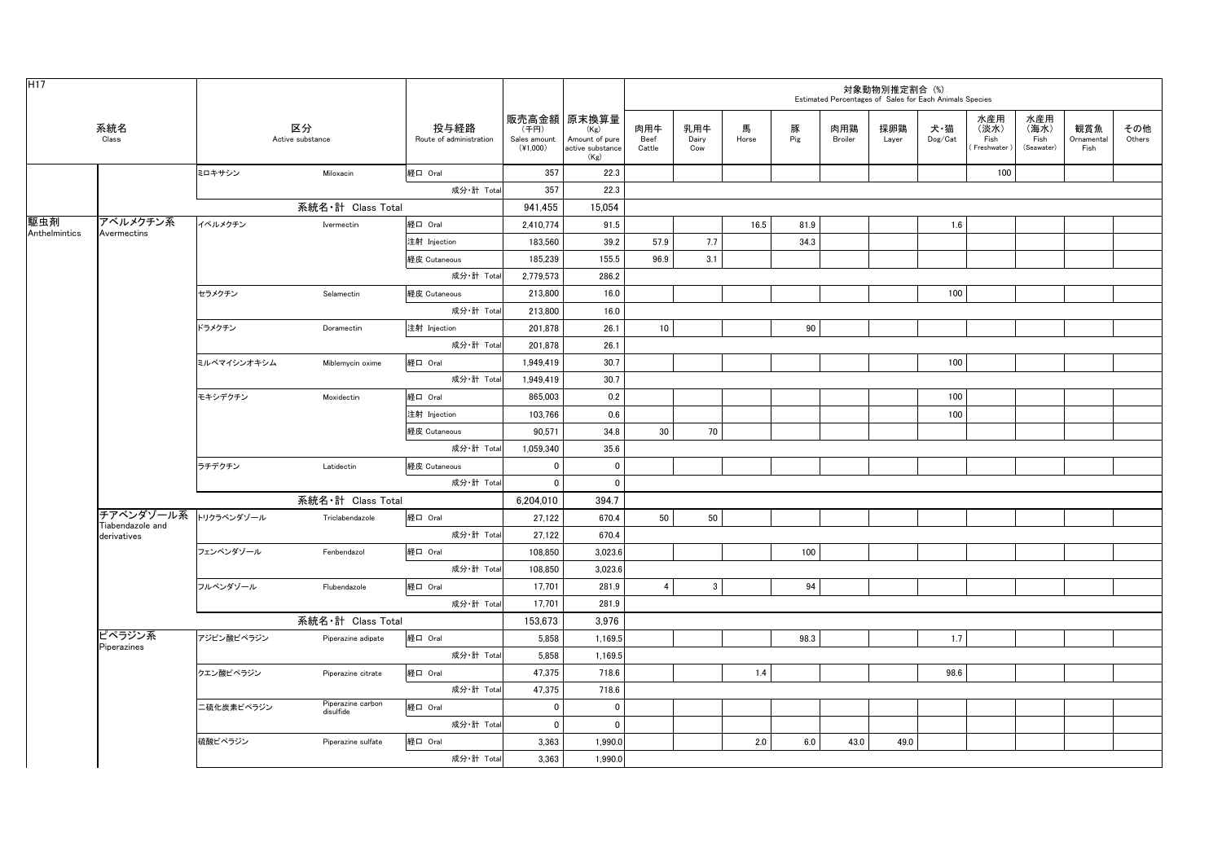H17

| 系統名 Class | | 区分 Active substance | | 投与経路 Route of administration | 販売高金額 (千円) Sales amount (¥1,000) | 原末換算量 (Kg) Amount of pure active substance (Kg) | 対象動物別推定割合 (%) Estimated Percentages of Sales for Each Animals Species | | | | | | | | | | |
|---|---|---|---|---|---|---|---|---|---|---|---|---|---|---|---|---|---|
| | | | | | | | 肉用牛 Beef Cattle | 乳用牛 Dairy Cow | 馬 Horse | 豚 Pig | 肉用鶏 Broiler | 採卵鶏 Layer | 犬・猫 Dog/Cat | 水産用（淡水） Fish (Freshwater) | 水産用（海水） Fish (Seawater) | 観賞魚 Ornamental Fish | その他 Others |
| | | ミロキサシン | Miloxacin | 経口 Oral | 357 | 22.3 | | | | | | | | 100 | | | |
| | | | | 成分･計 Total | 357 | 22.3 | | | | | | | | | | | |
| | | 系統名･計 Class Total | | | 941,455 | 15,054 | | | | | | | | | | | |
| 駆虫剤 Anthelmintics | アベルメクチン系 Avermectins | イベルメクチン | Ivermectin | 経口 Oral | 2,410,774 | 91.5 | | | 16.5 | 81.9 | | | 1.6 | | | | |
| | | | | 注射 Injection | 183,560 | 39.2 | 57.9 | 7.7 | | 34.3 | | | | | | | |
| | | | | 経皮 Cutaneous | 185,239 | 155.5 | 96.9 | 3.1 | | | | | | | | | |
| | | | | 成分･計 Total | 2,779,573 | 286.2 | | | | | | | | | | | |
| | | セラメクチン | Selamectin | 経皮 Cutaneous | 213,800 | 16.0 | | | | | | | 100 | | | | |
| | | | | 成分･計 Total | 213,800 | 16.0 | | | | | | | | | | | |
| | | ドラメクチン | Doramectin | 注射 Injection | 201,878 | 26.1 | 10 | | | 90 | | | | | | | |
| | | | | 成分･計 Total | 201,878 | 26.1 | | | | | | | | | | | |
| | | ミルベマイシンオキシム | Miblemycin oxime | 経口 Oral | 1,949,419 | 30.7 | | | | | | | 100 | | | | |
| | | | | 成分･計 Total | 1,949,419 | 30.7 | | | | | | | | | | | |
| | | モキシデクチン | Moxidectin | 経口 Oral | 865,003 | 0.2 | | | | | | | 100 | | | | |
| | | | | 注射 Injection | 103,766 | 0.6 | | | | | | | 100 | | | | |
| | | | | 経皮 Cutaneous | 90,571 | 34.8 | 30 | 70 | | | | | | | | | |
| | | | | 成分･計 Total | 1,059,340 | 35.6 | | | | | | | | | | | |
| | | ラチデクチン | Latidectin | 経皮 Cutaneous | 0 | 0 | | | | | | | | | | | |
| | | | | 成分･計 Total | 0 | 0 | | | | | | | | | | | |
| | | 系統名･計 Class Total | | | 6,204,010 | 394.7 | | | | | | | | | | | |
| | チアベンダゾール系 Tiabendazole and derivatives | トリクラベンダゾール | Triclabendazole | 経口 Oral | 27,122 | 670.4 | 50 | 50 | | | | | | | | | |
| | | | | 成分･計 Total | 27,122 | 670.4 | | | | | | | | | | | |
| | | フェンベンダゾール | Fenbendazol | 経口 Oral | 108,850 | 3,023.6 | | | | 100 | | | | | | | |
| | | | | 成分･計 Total | 108,850 | 3,023.6 | | | | | | | | | | | |
| | | フルベンダゾール | Flubendazole | 経口 Oral | 17,701 | 281.9 | 4 | 3 | | 94 | | | | | | | |
| | | | | 成分･計 Total | 17,701 | 281.9 | | | | | | | | | | | |
| | | 系統名･計 Class Total | | | 153,673 | 3,976 | | | | | | | | | | | |
| | ピペラジン系 Piperazines | アジピン酸ピペラジン | Piperazine adipate | 経口 Oral | 5,858 | 1,169.5 | | | | 98.3 | | | 1.7 | | | | |
| | | | | 成分･計 Total | 5,858 | 1,169.5 | | | | | | | | | | | |
| | | クエン酸ピペラジン | Piperazine citrate | 経口 Oral | 47,375 | 718.6 | | | 1.4 | | | | 98.6 | | | | |
| | | | | 成分･計 Total | 47,375 | 718.6 | | | | | | | | | | | |
| | | 二硫化炭素ピペラジン | Piperazine carbon disulfide | 経口 Oral | 0 | 0 | | | | | | | | | | | |
| | | | | 成分･計 Total | 0 | 0 | | | | | | | | | | | |
| | | 硫酸ピペラジン | Piperazine sulfate | 経口 Oral | 3,363 | 1,990.0 | | | 2.0 | 6.0 | 43.0 | 49.0 | | | | | |
| | | | | 成分･計 Total | 3,363 | 1,990.0 | | | | | | | | | | | |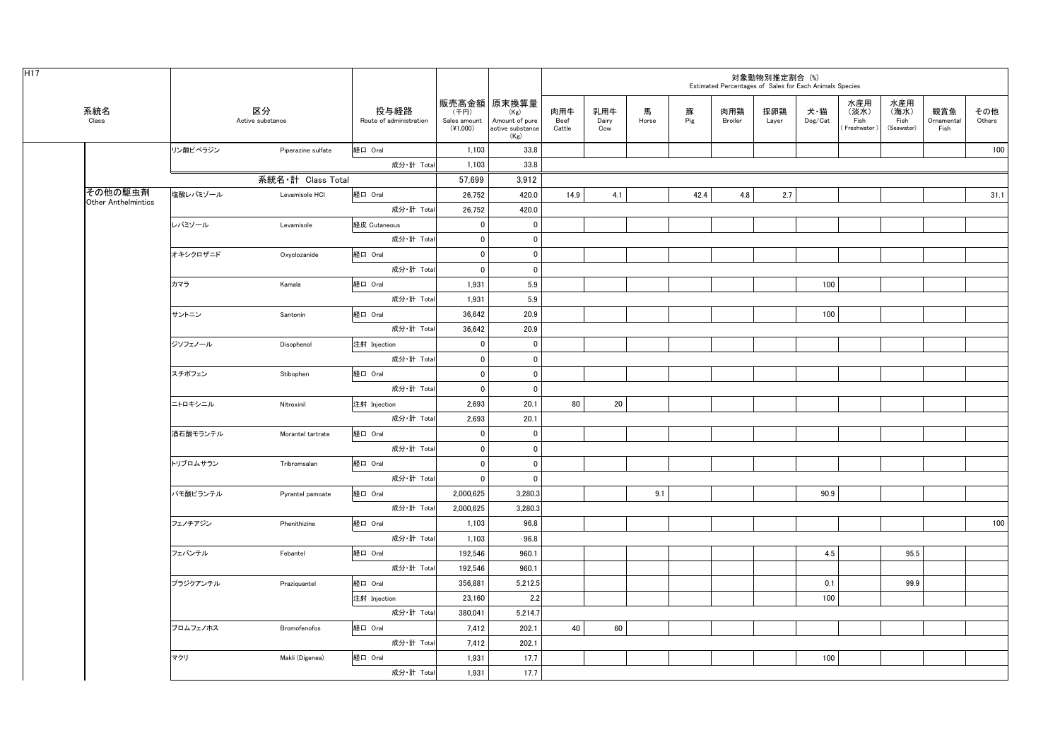H17

| 系統名 Class | 区分 Active substance | | 投与経路 Route of administration | 販売高金額 (千円) Sales amount (¥1,000) | 原末換算量 (Kg) Amount of pure active substance (Kg) | 対象動物別推定割合 (%) Estimated Percentages of Sales for Each Animals Species | | | | | | | | | | |
|---|---|---|---|---|---|---|---|---|---|---|---|---|---|---|---|---|
| | | | | | | 肉用牛 Beef Cattle | 乳用牛 Dairy Cow | 馬 Horse | 豚 Pig | 肉用鶏 Broiler | 採卵鶏 Layer | 犬・猫 Dog/Cat | 水産用(淡水) Fish (Freshwater) | 水産用(海水) Fish (Seawater) | 観賞魚 Ornamental Fish | その他 Others |
| | リン酸ピペラジン | Piperazine sulfate | 経口 Oral | 1,103 | 33.8 | | | | | | | | | | | 100 |
| | | | 成分・計 Total | 1,103 | 33.8 | | | | | | | | | | | |
| | 系統名・計 Class Total | | | 57,699 | 3,912 | | | | | | | | | | | |
| その他の駆虫剤 Other Anthelmintics | 塩酸レバミゾール | Levamisole HCl | 経口 Oral | 26,752 | 420.0 | 14.9 | 4.1 | | 42.4 | 4.8 | 2.7 | | | | | 31.1 |
| | | | 成分・計 Total | 26,752 | 420.0 | | | | | | | | | | | |
| | レバミゾール | Levamisole | 経皮 Cutaneous | 0 | 0 | | | | | | | | | | | |
| | | | 成分・計 Total | 0 | 0 | | | | | | | | | | | |
| | オキシクロザニド | Oxyclozanide | 経口 Oral | 0 | 0 | | | | | | | | | | | |
| | | | 成分・計 Total | 0 | 0 | | | | | | | | | | | |
| | カマラ | Kamala | 経口 Oral | 1,931 | 5.9 | | | | | | | 100 | | | | |
| | | | 成分・計 Total | 1,931 | 5.9 | | | | | | | | | | | |
| | サントニン | Santonin | 経口 Oral | 36,642 | 20.9 | | | | | | | 100 | | | | |
| | | | 成分・計 Total | 36,642 | 20.9 | | | | | | | | | | | |
| | ジソフェノール | Disophenol | 注射 Injection | 0 | 0 | | | | | | | | | | | |
| | | | 成分・計 Total | 0 | 0 | | | | | | | | | | | |
| | スチボフェン | Stibophen | 経口 Oral | 0 | 0 | | | | | | | | | | | |
| | | | 成分・計 Total | 0 | 0 | | | | | | | | | | | |
| | ニトロキシニル | Nitroxinil | 注射 Injection | 2,693 | 20.1 | 80 | 20 | | | | | | | | | |
| | | | 成分・計 Total | 2,693 | 20.1 | | | | | | | | | | | |
| | 酒石酸モランテル | Morantel tartrate | 経口 Oral | 0 | 0 | | | | | | | | | | | |
| | | | 成分・計 Total | 0 | 0 | | | | | | | | | | | |
| | トリブロムサラン | Tribromsalan | 経口 Oral | 0 | 0 | | | | | | | | | | | |
| | | | 成分・計 Total | 0 | 0 | | | | | | | | | | | |
| | パモ酸ピランテル | Pyrantel pamoate | 経口 Oral | 2,000,625 | 3,280.3 | | | 9.1 | | | | 90.9 | | | | |
| | | | 成分・計 Total | 2,000,625 | 3,280.3 | | | | | | | | | | | |
| | フェノチアジン | Phenithizine | 経口 Oral | 1,103 | 96.8 | | | | | | | | | | | 100 |
| | | | 成分・計 Total | 1,103 | 96.8 | | | | | | | | | | | |
| | フェバンテル | Febantel | 経口 Oral | 192,546 | 960.1 | | | | | | | 4.5 | | 95.5 | | |
| | | | 成分・計 Total | 192,546 | 960.1 | | | | | | | | | | | |
| | プラジクアンテル | Praziquantel | 経口 Oral | 356,881 | 5,212.5 | | | | | | | 0.1 | | 99.9 | | |
| | | | 注射 Injection | 23,160 | 2.2 | | | | | | | 100 | | | | |
| | | | 成分・計 Total | 380,041 | 5,214.7 | | | | | | | | | | | |
| | ブロムフェノホス | Bromofenofos | 経口 Oral | 7,412 | 202.1 | 40 | 60 | | | | | | | | | |
| | | | 成分・計 Total | 7,412 | 202.1 | | | | | | | | | | | |
| | マクリ | Makli (Digenea) | 経口 Oral | 1,931 | 17.7 | | | | | | | 100 | | | | |
| | | | 成分・計 Total | 1,931 | 17.7 | | | | | | | | | | | |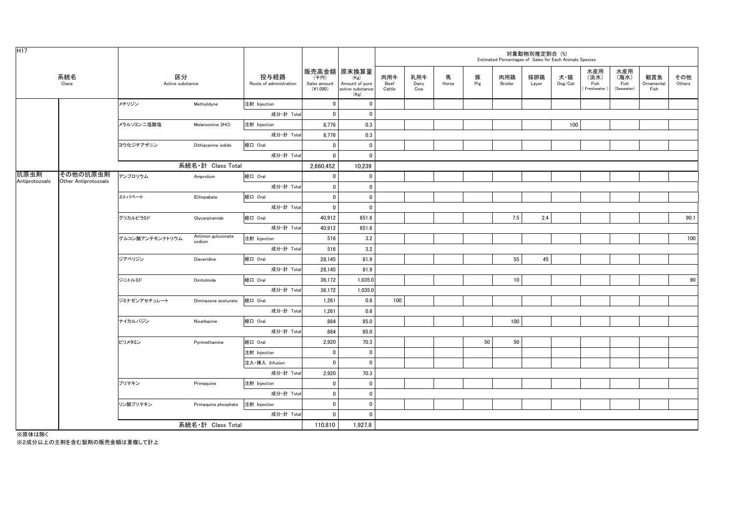H17

| 系統名 Class | | 区分 Active substance | | 投与経路 Route of administration | 販売高金額 (千円) Sales amount (¥1,000) | 原末換算量 (Kg) Amount of pure active substance (Kg) | 対象動物別推定割合 (%) Estimated Percentages of Sales for Each Animals Species | | | | | | | | | | |
|---|---|---|---|---|---|---|---|---|---|---|---|---|---|---|---|---|---|
| | | | | | | | 肉用牛 Beef Cattle | 乳用牛 Dairy Cow | 馬 Horse | 豚 Pig | 肉用鶏 Broiler | 採卵鶏 Layer | 犬・猫 Dog/Cat | 水産用（淡水）Fish (Freshwater) | 水産用（海水）Fish (Seawater) | 観賞魚 Ornamental Fish | その他 Others |
| | | メチリジン | Methylidyne | 注射 Injection | 0 | 0 | | | | | | | | | | | |
| | | | | 成分・計 Total | 0 | 0 | | | | | | | | | | | |
| | | メラルソミン二塩酸塩 | Melarsomine 2HCl | 注射 Injection | 8,776 | 0.3 | | | | | | | 100 | | | | |
| | | | | 成分・計 Total | 8,776 | 0.3 | | | | | | | | | | | |
| | | ヨウ化ジチアザニン | Dithiazanine iodide | 経口 Oral | 0 | 0 | | | | | | | | | | | |
| | | | | 成分・計 Total | 0 | 0 | | | | | | | | | | | |
| | | 系統名・計 Class Total | | | 2,660,452 | 10,239 | | | | | | | | | | | |
| 抗原虫剤 Antiprotozoals | その他の抗原虫剤 Other Antiprotozoals | アンプロリウム | Amprolium | 経口 Oral | 0 | 0 | | | | | | | | | | | |
| | | | | 成分・計 Total | 0 | 0 | | | | | | | | | | | |
| | | エトパベート | Ethopabate | 経口 Oral | 0 | 0 | | | | | | | | | | | |
| | | | | 成分・計 Total | 0 | 0 | | | | | | | | | | | |
| | | グリカルピラミド | Glycarpiramide | 経口 Oral | 40,912 | 651.6 | | | | | 7.5 | 2.4 | | | | | 90.1 |
| | | | | 成分・計 Total | 40,912 | 651.6 | | | | | | | | | | | |
| | | グルコン酸アンチモンナトリウム | Antimon guluconate sodium | 注射 Injection | 516 | 3.2 | | | | | | | | | | | 100 |
| | | | | 成分・計 Total | 516 | 3.2 | | | | | | | | | | | |
| | | ジアベリジン | Diaveridine | 経口 Oral | 28,145 | 81.9 | | | | | 55 | 45 | | | | | |
| | | | | 成分・計 Total | 28,145 | 81.9 | | | | | | | | | | | |
| | | ジニトルミド | Dinitolmide | 経口 Oral | 36,172 | 1,035.0 | | | | | 10 | | | | | | 90 |
| | | | | 成分・計 Total | 36,172 | 1,035.0 | | | | | | | | | | | |
| | | ジミナゼンアセチュレート | Diminazene aceturate | 経口 Oral | 1,261 | 0.8 | 100 | | | | | | | | | | |
| | | | | 成分・計 Total | 1,261 | 0.8 | | | | | | | | | | | |
| | | ナイカルバジン | Nicarbazine | 経口 Oral | 884 | 85.0 | | | | | 100 | | | | | | |
| | | | | 成分・計 Total | 884 | 85.0 | | | | | | | | | | | |
| | | ピリメタミン | Pyrimethamine | 経口 Oral | 2,920 | 70.3 | | | | 50 | 50 | | | | | | |
| | | | | 注射 Injection | 0 | 0 | | | | | | | | | | | |
| | | | | 注入・挿入 Infusion | 0 | 0 | | | | | | | | | | | |
| | | | | 成分・計 Total | 2,920 | 70.3 | | | | | | | | | | | |
| | | プリマキン | Primaquine | 注射 Injection | 0 | 0 | | | | | | | | | | | |
| | | | | 成分・計 Total | 0 | 0 | | | | | | | | | | | |
| | | リン酸プリマキン | Primaquine phosphate | 注射 Injection | 0 | 0 | | | | | | | | | | | |
| | | | | 成分・計 Total | 0 | 0 | | | | | | | | | | | |
| | | 系統名・計 Class Total | | | 110,810 | 1,927.8 | | | | | | | | | | | |

※原体は除く
※2成分以上の主剤を含む製剤の販売金額は重複して計上